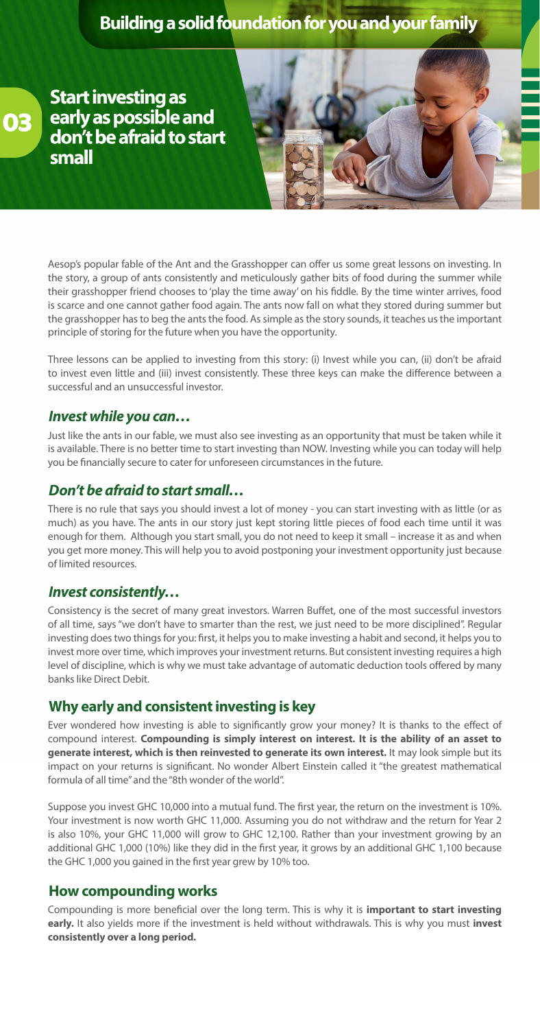# Building a solid foundation for you and your family

## 03 Start investing as early as possible and don't be afraid to start small

Aesop's popular fable of the Ant and the Grasshopper can offer us some great lessons on investing. In the story, a group of ants consistently and meticulously gather bits of food during the summer while their grasshopper friend chooses to 'play the time away' on his fiddle. By the time winter arrives, food is scarce and one cannot gather food again. The ants now fall on what they stored during summer but the grasshopper has to beg the ants the food. As simple as the story sounds, it teaches us the important principle of storing for the future when you have the opportunity.

Three lessons can be applied to investing from this story: (i) Invest while you can, (ii) don't be afraid to invest even little and (iii) invest consistently. These three keys can make the difference between a successful and an unsuccessful investor.

### *Invest while you can…*

Just like the ants in our fable, we must also see investing as an opportunity that must be taken while it is available. There is no better time to start investing than NOW. Investing while you can today will help you be financially secure to cater for unforeseen circumstances in the future.

### *Don't be afraid to start small…*

There is no rule that says you should invest a lot of money - you can start investing with as little (or as much) as you have. The ants in our story just kept storing little pieces of food each time until it was enough for them. Although you start small, you do not need to keep it small – increase it as and when you get more money. This will help you to avoid postponing your investment opportunity just because of limited resources.

### *Invest consistently…*

Consistency is the secret of many great investors. Warren Buffet, one of the most successful investors of all time, says "we don't have to smarter than the rest, we just need to be more disciplined". Regular investing does two things for you: first, it helps you to make investing a habit and second, it helps you to invest more over time, which improves your investment returns. But consistent investing requires a high level of discipline, which is why we must take advantage of automatic deduction tools offered by many banks like Direct Debit.

### Why early and consistent investing is key

Ever wondered how investing is able to significantly grow your money? It is thanks to the effect of compound interest. **Compounding is simply interest on interest. It is the ability of an asset to generate interest, which is then reinvested to generate its own interest.** It may look simple but its impact on your returns is significant. No wonder Albert Einstein called it "the greatest mathematical formula of all time" and the "8th wonder of the world".

Suppose you invest GHC 10,000 into a mutual fund. The first year, the return on the investment is 10%. Your investment is now worth GHC 11,000. Assuming you do not withdraw and the return for Year 2 is also 10%, your GHC 11,000 will grow to GHC 12,100. Rather than your investment growing by an additional GHC 1,000 (10%) like they did in the first year, it grows by an additional GHC 1,100 because the GHC 1,000 you gained in the first year grew by 10% too.

### How compounding works

Compounding is more beneficial over the long term. This is why it is **important to start investing early.** It also yields more if the investment is held without withdrawals. This is why you must **invest consistently over a long period.**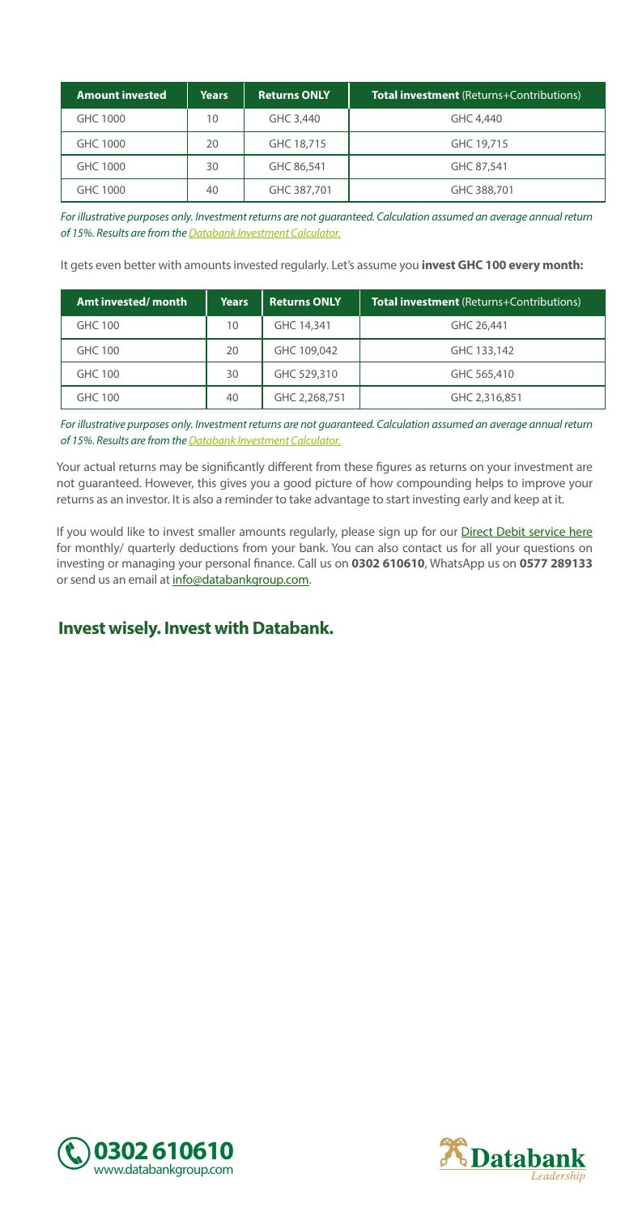| **Amount invested** | **Years** | **Returns ONLY** | **Total investment** (Returns+Contributions) |
|---|---|---|---|
| GHC 1000 | 10 | GHC 3,440 | GHC 4,440 |
| GHC 1000 | 20 | GHC 18,715 | GHC 19,715 |
| GHC 1000 | 30 | GHC 86,541 | GHC 87,541 |
| GHC 1000 | 40 | GHC 387,701 | GHC 388,701 |

*For illustrative purposes only. Investment returns are not guaranteed. Calculation assumed an average annual return of 15%. Results are from the Databank Investment Calculator.*

It gets even better with amounts invested regularly. Let's assume you **invest GHC 100 every month:**

| **Amt invested/ month** | **Years** | **Returns ONLY** | **Total investment** (Returns+Contributions) |
|---|---|---|---|
| GHC 100 | 10 | GHC 14,341 | GHC 26,441 |
| GHC 100 | 20 | GHC 109,042 | GHC 133,142 |
| GHC 100 | 30 | GHC 529,310 | GHC 565,410 |
| GHC 100 | 40 | GHC 2,268,751 | GHC 2,316,851 |

*For illustrative purposes only. Investment returns are not guaranteed. Calculation assumed an average annual return of 15%. Results are from the Databank Investment Calculator.*

Your actual returns may be significantly different from these figures as returns on your investment are not guaranteed. However, this gives you a good picture of how compounding helps to improve your returns as an investor. It is also a reminder to take advantage to start investing early and keep at it.

If you would like to invest smaller amounts regularly, please sign up for our Direct Debit service here for monthly/ quarterly deductions from your bank. You can also contact us for all your questions on investing or managing your personal finance. Call us on **0302 610610**, WhatsApp us on **0577 289133** or send us an email at info@databankgroup.com.

## Invest wisely. Invest with Databank.

0302 610610
www.databankgroup.com

Databank
Leadership